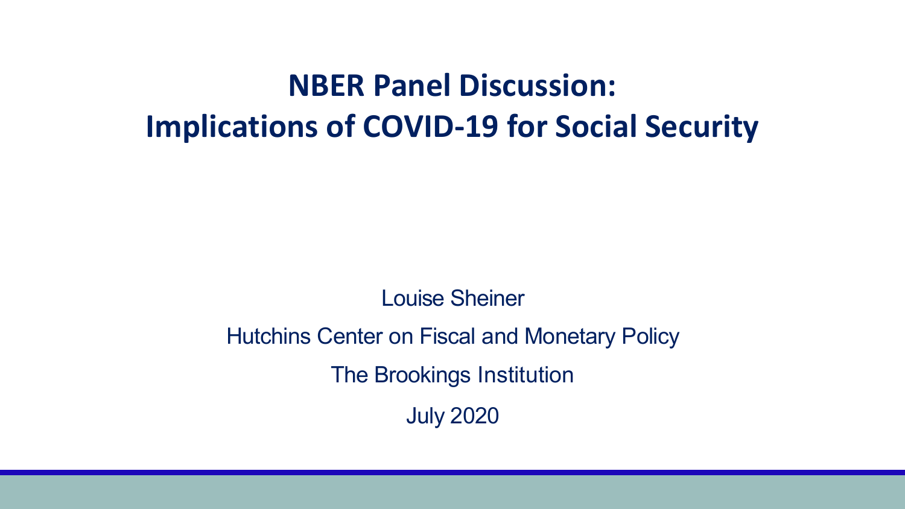# NBER Panel Discussion: Implications of COVID-19 for Social Security

Louise Sheiner

Hutchins Center on Fiscal and Monetary Policy

The Brookings Institution

July 2020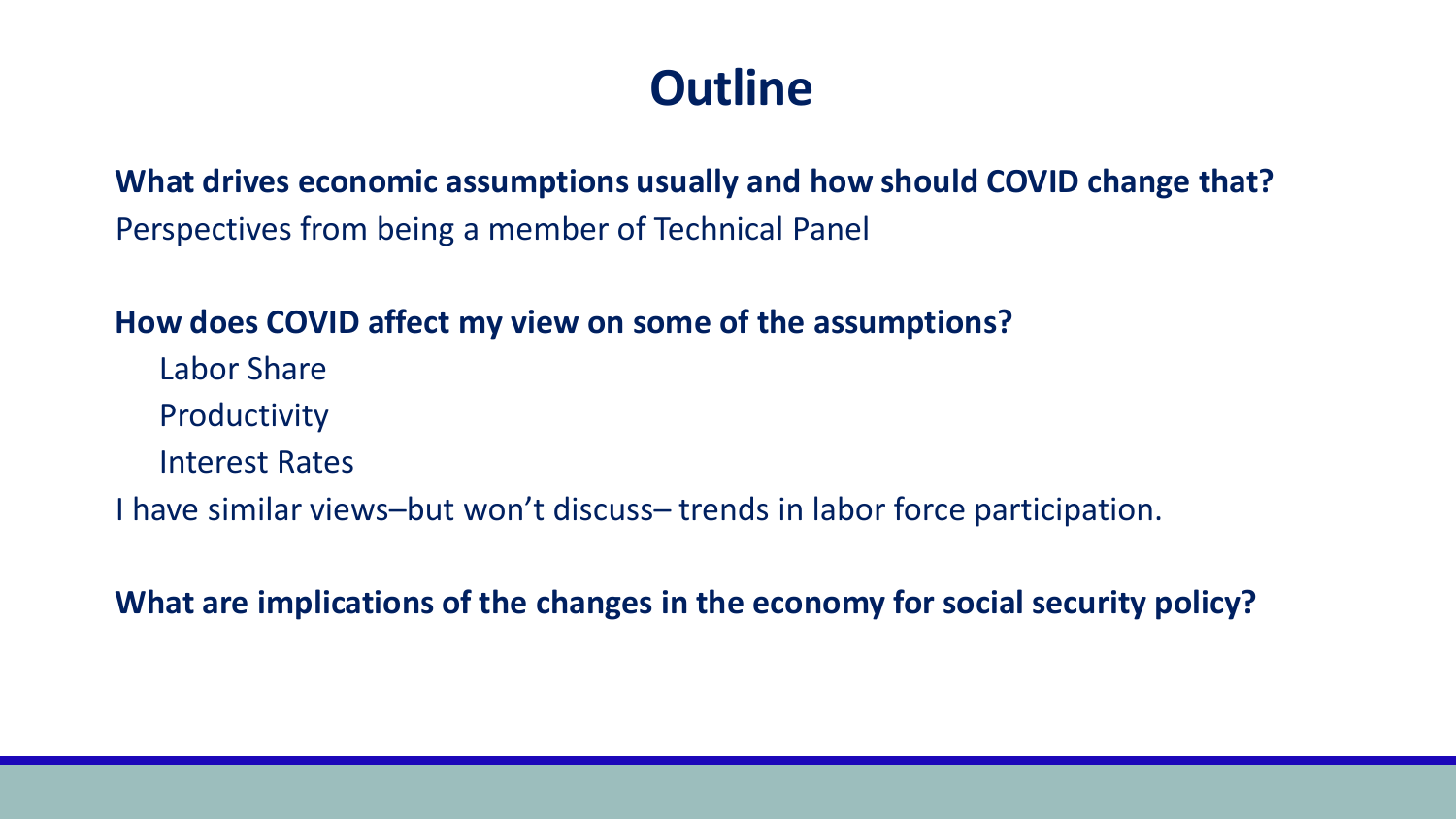# Outline

**What drives economic assumptions usually and how should COVID change that?**

Perspectives from being a member of Technical Panel

**How does COVID affect my view on some of the assumptions?**

- Labor Share
- Productivity
- Interest Rates

I have similar views–but won't discuss– trends in labor force participation.

**What are implications of the changes in the economy for social security policy?**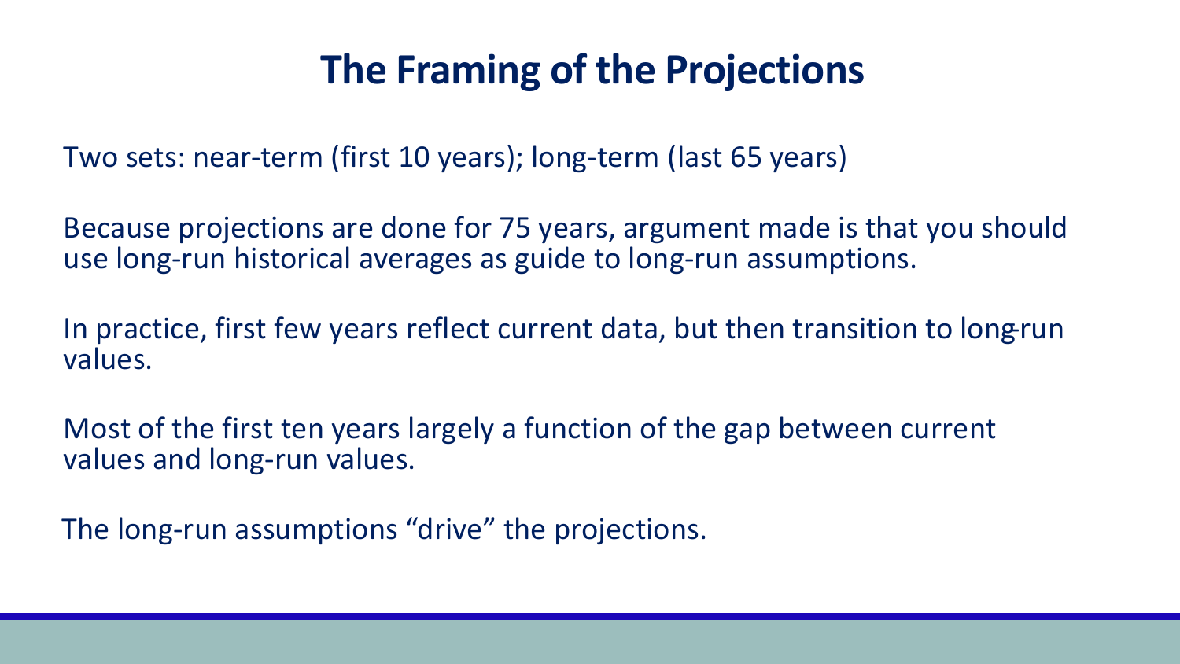# The Framing of the Projections

Two sets: near-term (first 10 years); long-term (last 65 years)

Because projections are done for 75 years, argument made is that you should use long-run historical averages as guide to long-run assumptions.

In practice, first few years reflect current data, but then transition to long-run values.

Most of the first ten years largely a function of the gap between current values and long-run values.

The long-run assumptions “drive” the projections.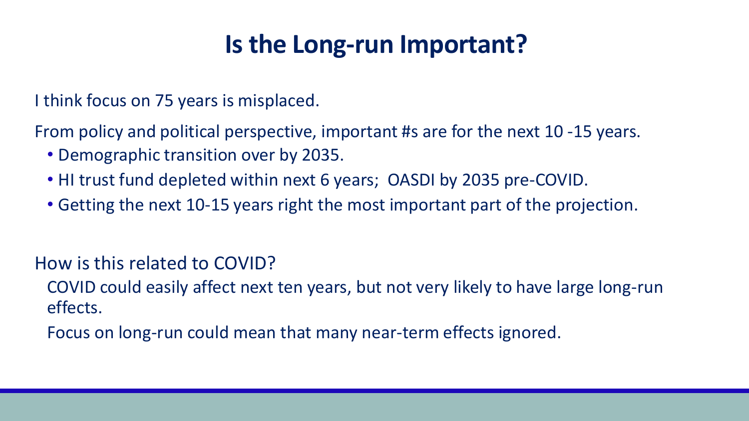# Is the Long-run Important?

I think focus on 75 years is misplaced.

From policy and political perspective, important #s are for the next 10 -15 years.

- Demographic transition over by 2035.
- HI trust fund depleted within next 6 years;  OASDI by 2035 pre-COVID.
- Getting the next 10-15 years right the most important part of the projection.

How is this related to COVID?

COVID could easily affect next ten years, but not very likely to have large long-run effects.

Focus on long-run could mean that many near-term effects ignored.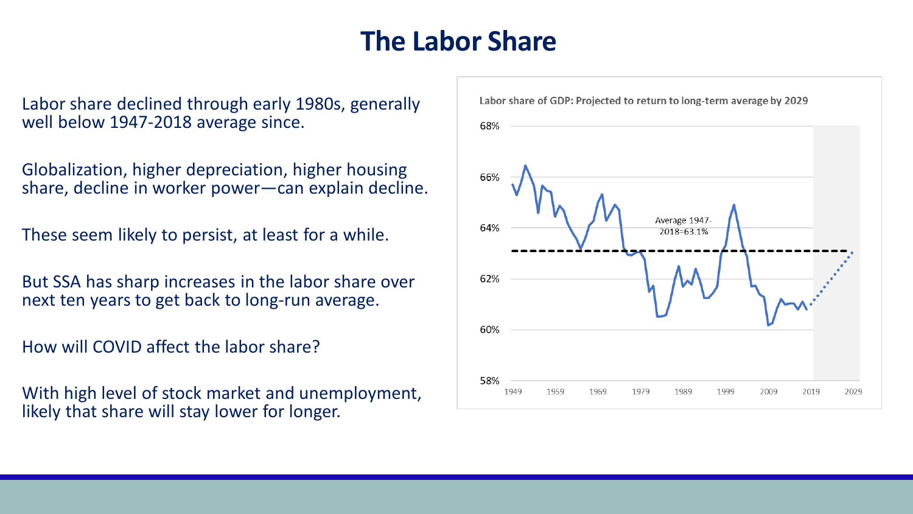# The Labor Share

Labor share declined through early 1980s, generally well below 1947-2018 average since.

Globalization, higher depreciation, higher housing share, decline in worker power—can explain decline.

These seem likely to persist, at least for a while.

But SSA has sharp increases in the labor share over next ten years to get back to long-run average.

How will COVID affect the labor share?

With high level of stock market and unemployment, likely that share will stay lower for longer.

**Labor share of GDP: Projected to return to long-term average by 2029**

Average 1947-2018=63.1%

68%, 66%, 64%, 62%, 60%, 58%

1949, 1959, 1969, 1979, 1989, 1999, 2009, 2019, 2029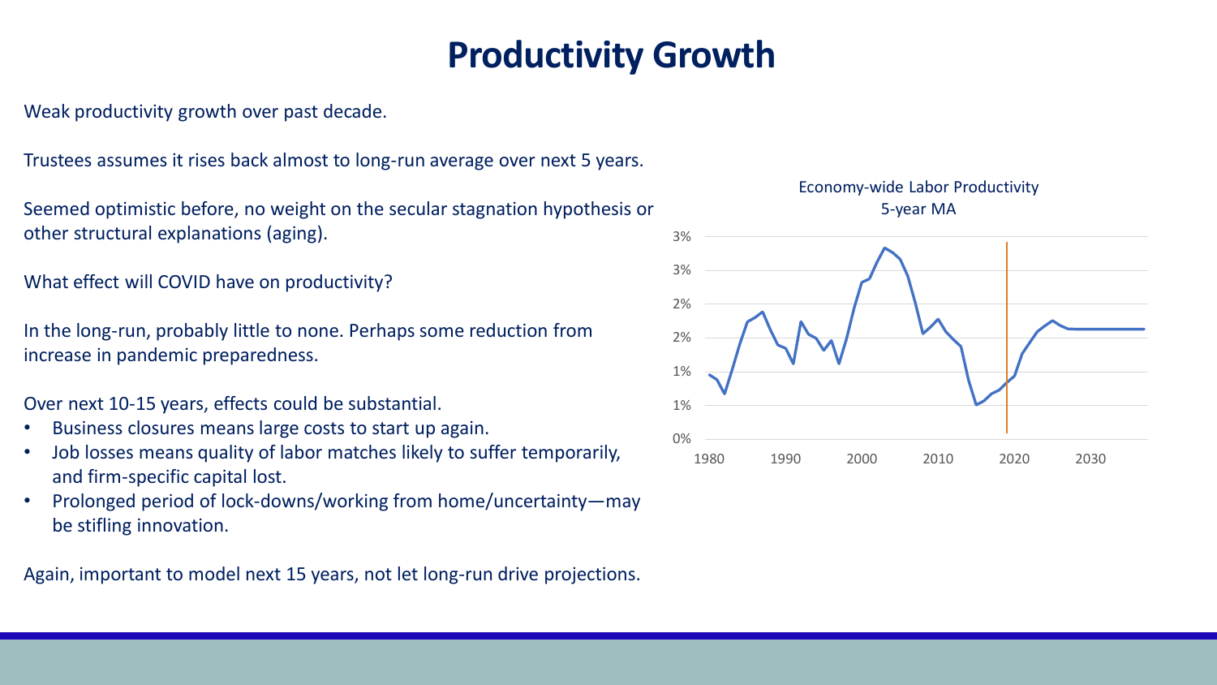# Productivity Growth

Weak productivity growth over past decade.

Trustees assumes it rises back almost to long-run average over next 5 years.

Seemed optimistic before, no weight on the secular stagnation hypothesis or other structural explanations (aging).

What effect will COVID have on productivity?

In the long-run, probably little to none. Perhaps some reduction from increase in pandemic preparedness.

Over next 10-15 years, effects could be substantial.

- Business closures means large costs to start up again.
- Job losses means quality of labor matches likely to suffer temporarily, and firm-specific capital lost.
- Prolonged period of lock-downs/working from home/uncertainty—may be stifling innovation.

Again, important to model next 15 years, not let long-run drive projections.

Economy-wide Labor Productivity
5-year MA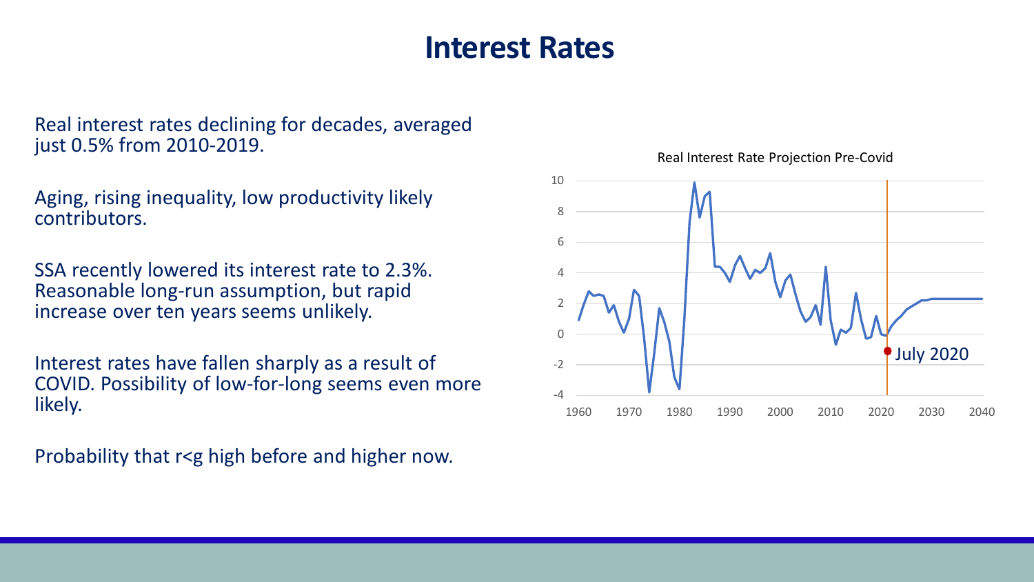# Interest Rates

Real interest rates declining for decades, averaged just 0.5% from 2010-2019.

Aging, rising inequality, low productivity likely contributors.

SSA recently lowered its interest rate to 2.3%. Reasonable long-run assumption, but rapid increase over ten years seems unlikely.

Interest rates have fallen sharply as a result of COVID. Possibility of low-for-long seems even more likely.

Probability that r<g high before and higher now.

Real Interest Rate Projection Pre-Covid

July 2020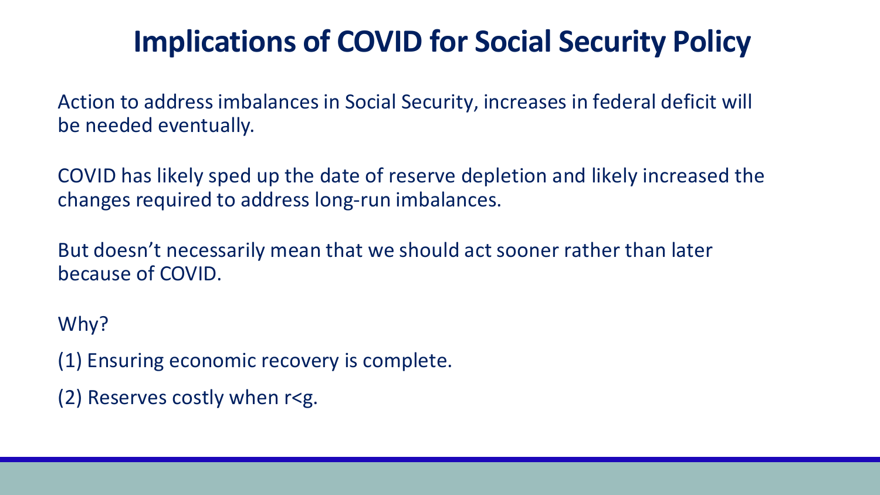# Implications of COVID for Social Security Policy

Action to address imbalances in Social Security, increases in federal deficit will be needed eventually.

COVID has likely sped up the date of reserve depletion and likely increased the changes required to address long-run imbalances.

But doesn't necessarily mean that we should act sooner rather than later because of COVID.

Why?

(1) Ensuring economic recovery is complete.

(2) Reserves costly when $r<g$.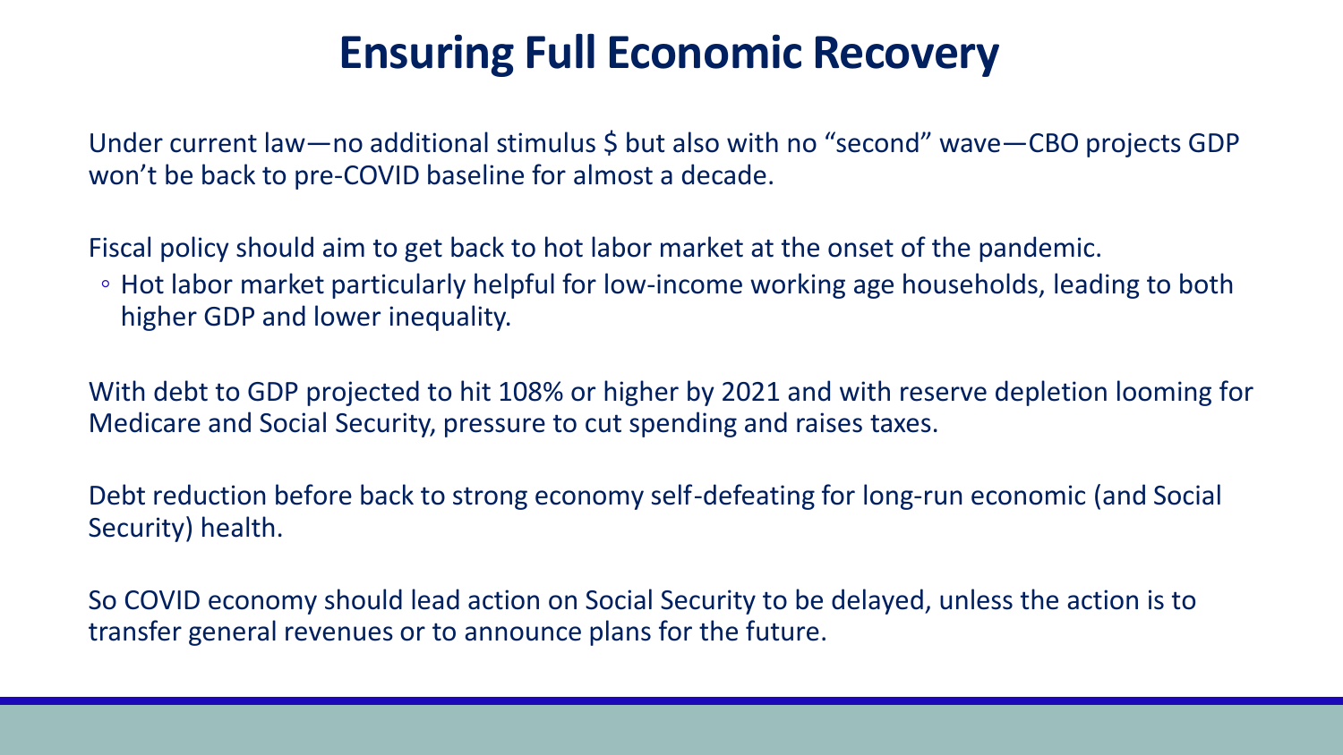# Ensuring Full Economic Recovery

Under current law—no additional stimulus $ but also with no "second" wave—CBO projects GDP won't be back to pre-COVID baseline for almost a decade.

Fiscal policy should aim to get back to hot labor market at the onset of the pandemic.

- Hot labor market particularly helpful for low-income working age households, leading to both higher GDP and lower inequality.

With debt to GDP projected to hit 108% or higher by 2021 and with reserve depletion looming for Medicare and Social Security, pressure to cut spending and raises taxes.

Debt reduction before back to strong economy self-defeating for long-run economic (and Social Security) health.

So COVID economy should lead action on Social Security to be delayed, unless the action is to transfer general revenues or to announce plans for the future.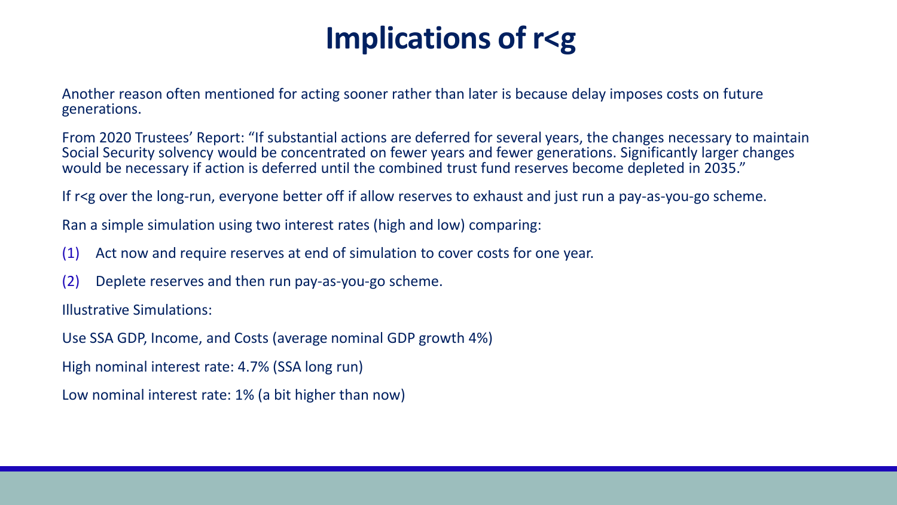# Implications of $r<g$

Another reason often mentioned for acting sooner rather than later is because delay imposes costs on future generations.

From 2020 Trustees' Report: "If substantial actions are deferred for several years, the changes necessary to maintain Social Security solvency would be concentrated on fewer years and fewer generations. Significantly larger changes would be necessary if action is deferred until the combined trust fund reserves become depleted in 2035."

If $r<g$ over the long-run, everyone better off if allow reserves to exhaust and just run a pay-as-you-go scheme.

Ran a simple simulation using two interest rates (high and low) comparing:

(1) Act now and require reserves at end of simulation to cover costs for one year.

(2) Deplete reserves and then run pay-as-you-go scheme.

Illustrative Simulations:

Use SSA GDP, Income, and Costs (average nominal GDP growth 4%)

High nominal interest rate: 4.7% (SSA long run)

Low nominal interest rate: 1% (a bit higher than now)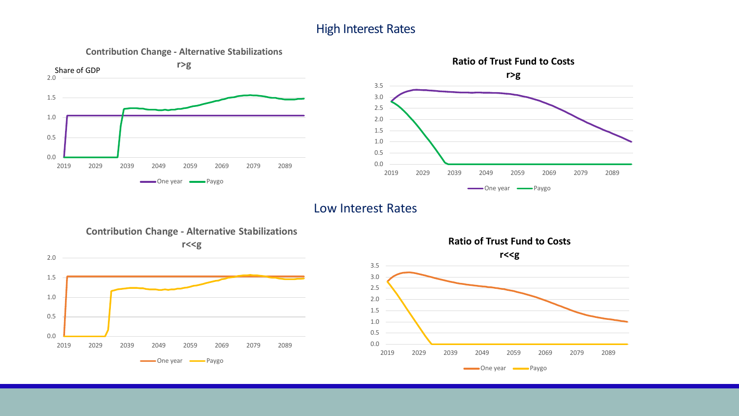## High Interest Rates

**Contribution Change - Alternative Stabilizations**

**r>g**

Share of GDP

One year — Paygo

**Ratio of Trust Fund to Costs**

**r>g**

One year — Paygo

## Low Interest Rates

**Contribution Change - Alternative Stabilizations**

**r<<g**

One year — Paygo

**Ratio of Trust Fund to Costs**

**r<<g**

One year — Paygo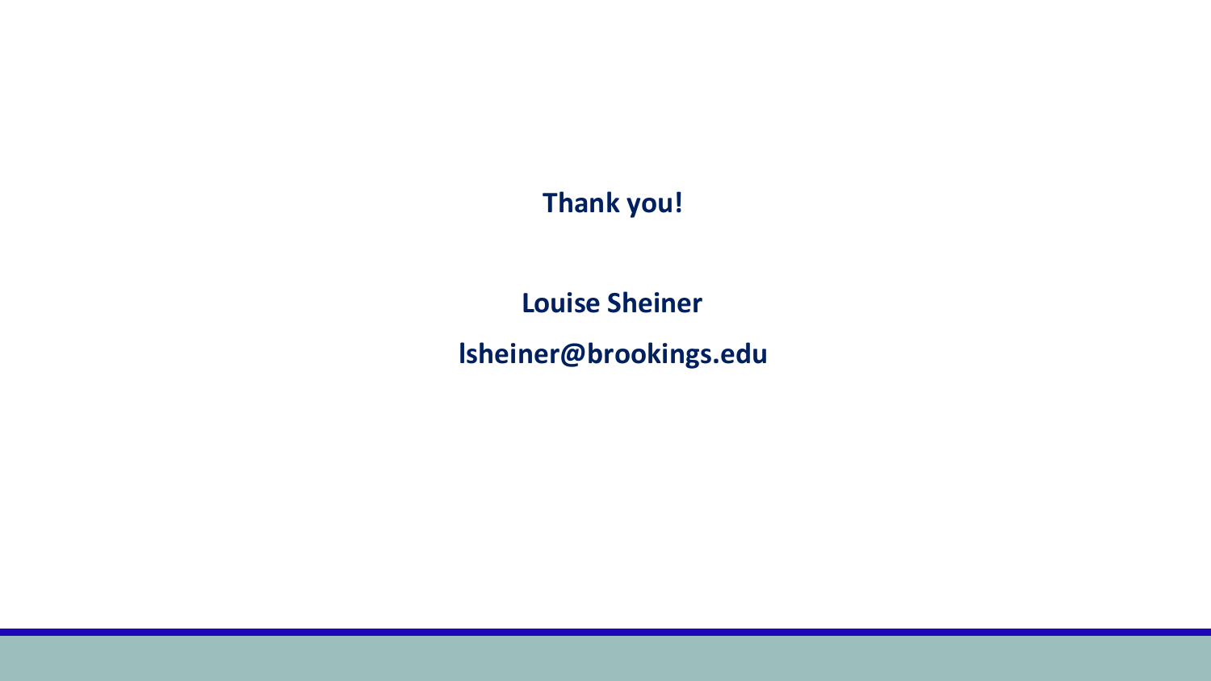**Thank you!**

**Louise Sheiner**

**lsheiner@brookings.edu**